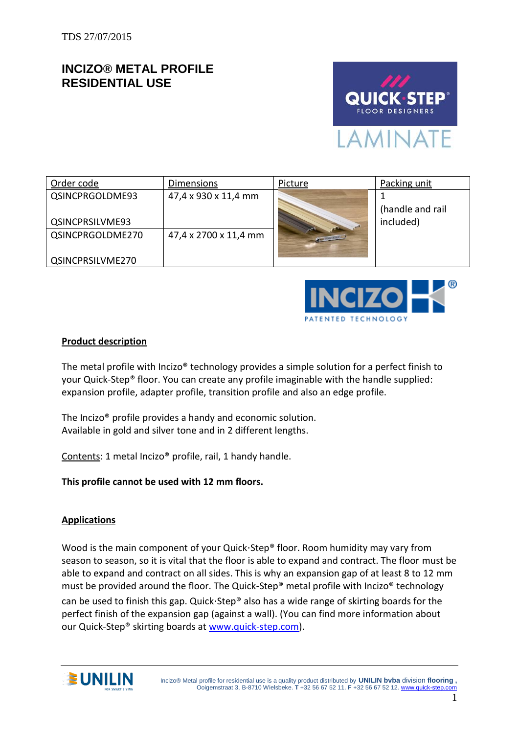TDS 27/07/2015

# INCIZO® METAL PROFILE RESIDENTIAL USE

| Order code | Dimensions | Picture | Packing unit |
|---|---|---|---|
| QSINCPRGOLDME93<br><br>QSINCPRSILVME93 | 47,4 x 930 x 11,4 mm | | 1<br>(handle and rail included) |
| QSINCPRGOLDME270<br><br>QSINCPRSILVME270 | 47,4 x 2700 x 11,4 mm | | |

## Product description

The metal profile with Incizo® technology provides a simple solution for a perfect finish to your Quick-Step® floor. You can create any profile imaginable with the handle supplied: expansion profile, adapter profile, transition profile and also an edge profile.

The Incizo® profile provides a handy and economic solution.
Available in gold and silver tone and in 2 different lengths.

Contents: 1 metal Incizo® profile, rail, 1 handy handle.

**This profile cannot be used with 12 mm floors.**

## Applications

Wood is the main component of your Quick·Step® floor. Room humidity may vary from season to season, so it is vital that the floor is able to expand and contract. The floor must be able to expand and contract on all sides. This is why an expansion gap of at least 8 to 12 mm must be provided around the floor. The Quick-Step® metal profile with Incizo® technology can be used to finish this gap. Quick·Step® also has a wide range of skirting boards for the perfect finish of the expansion gap (against a wall). (You can find more information about our Quick-Step® skirting boards at www.quick-step.com).

Incizo® Metal profile for residential use is a quality product distributed by **UNILIN bvba** division **flooring**, Ooigemstraat 3, B-8710 Wielsbeke. **T** +32 56 67 52 11. **F** +32 56 67 52 12. www.quick-step.com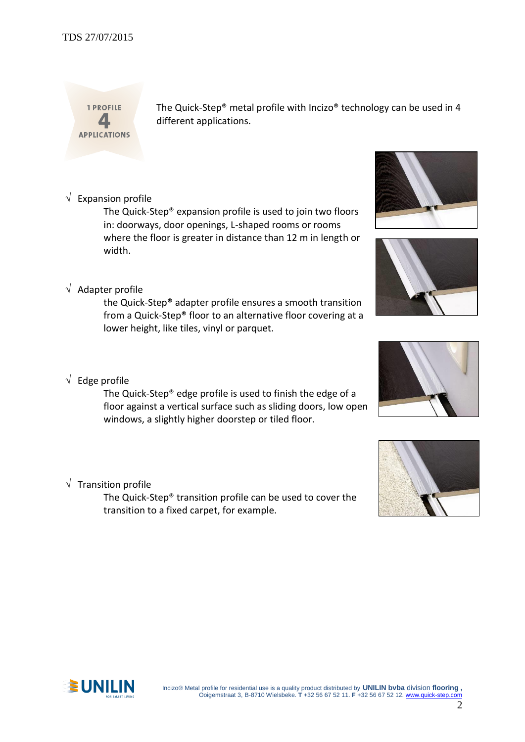1 PROFILE 4 APPLICATIONS

The Quick-Step® metal profile with Incizo® technology can be used in 4 different applications.

√ Expansion profile

The Quick-Step® expansion profile is used to join two floors in: doorways, door openings, L-shaped rooms or rooms where the floor is greater in distance than 12 m in length or width.

√ Adapter profile

the Quick-Step® adapter profile ensures a smooth transition from a Quick-Step® floor to an alternative floor covering at a lower height, like tiles, vinyl or parquet.

√ Edge profile

The Quick-Step® edge profile is used to finish the edge of a floor against a vertical surface such as sliding doors, low open windows, a slightly higher doorstep or tiled floor.

√ Transition profile

The Quick-Step® transition profile can be used to cover the transition to a fixed carpet, for example.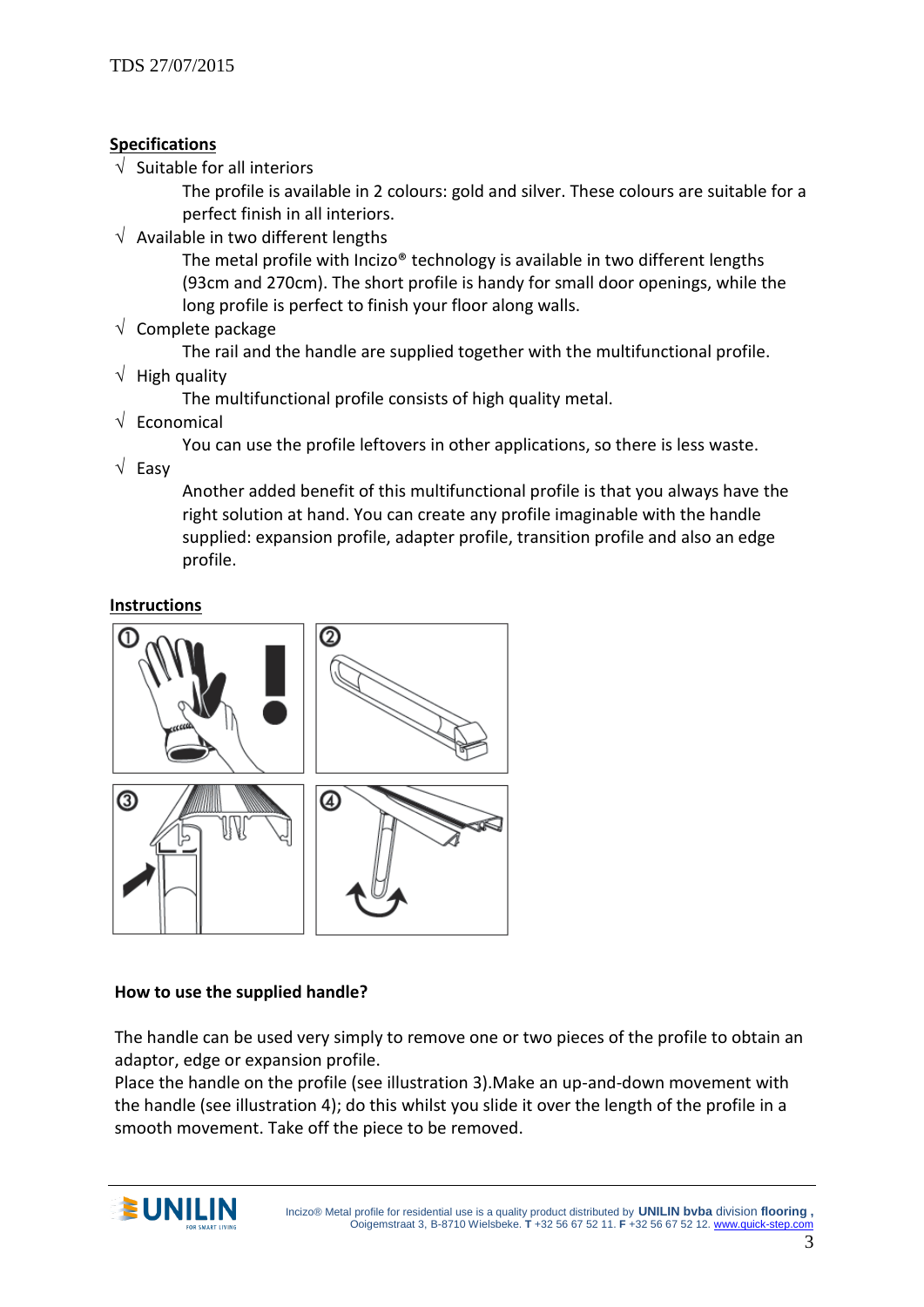TDS 27/07/2015

**Specifications**

- √ Suitable for all interiors

  The profile is available in 2 colours: gold and silver. These colours are suitable for a perfect finish in all interiors.

- √ Available in two different lengths

  The metal profile with Incizo® technology is available in two different lengths (93cm and 270cm). The short profile is handy for small door openings, while the long profile is perfect to finish your floor along walls.

- √ Complete package

  The rail and the handle are supplied together with the multifunctional profile.

- √ High quality

  The multifunctional profile consists of high quality metal.

- √ Economical

  You can use the profile leftovers in other applications, so there is less waste.

- √ Easy

  Another added benefit of this multifunctional profile is that you always have the right solution at hand. You can create any profile imaginable with the handle supplied: expansion profile, adapter profile, transition profile and also an edge profile.

**Instructions**

**How to use the supplied handle?**

The handle can be used very simply to remove one or two pieces of the profile to obtain an adaptor, edge or expansion profile.
Place the handle on the profile (see illustration 3).Make an up-and-down movement with the handle (see illustration 4); do this whilst you slide it over the length of the profile in a smooth movement. Take off the piece to be removed.

Incizo® Metal profile for residential use is a quality product distributed by **UNILIN bvba** division **flooring** , Ooigemstraat 3, B-8710 Wielsbeke. **T** +32 56 67 52 11. **F** +32 56 67 52 12. www.quick-step.com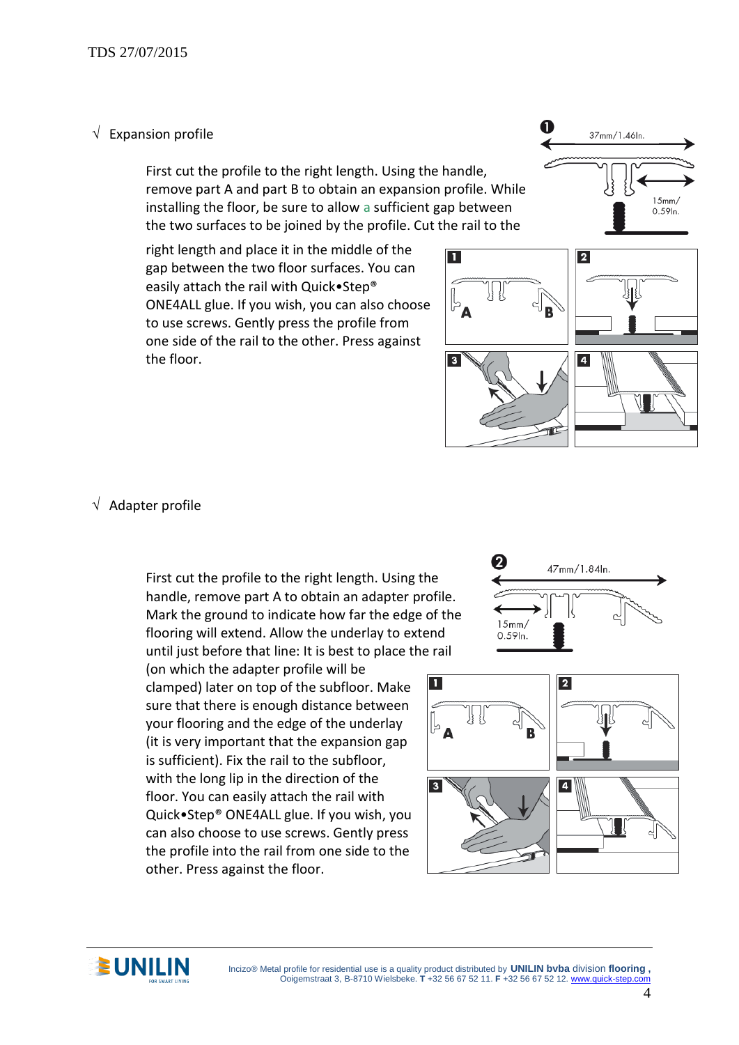√ Expansion profile

First cut the profile to the right length. Using the handle, remove part A and part B to obtain an expansion profile. While installing the floor, be sure to allow a sufficient gap between the two surfaces to be joined by the profile. Cut the rail to the right length and place it in the middle of the gap between the two floor surfaces. You can easily attach the rail with Quick•Step® ONE4ALL glue. If you wish, you can also choose to use screws. Gently press the profile from one side of the rail to the other. Press against the floor.

√ Adapter profile

First cut the profile to the right length. Using the handle, remove part A to obtain an adapter profile. Mark the ground to indicate how far the edge of the flooring will extend. Allow the underlay to extend until just before that line: It is best to place the rail (on which the adapter profile will be clamped) later on top of the subfloor. Make sure that there is enough distance between your flooring and the edge of the underlay (it is very important that the expansion gap is sufficient). Fix the rail to the subfloor, with the long lip in the direction of the floor. You can easily attach the rail with Quick•Step® ONE4ALL glue. If you wish, you can also choose to use screws. Gently press the profile into the rail from one side to the other. Press against the floor.

Incizo® Metal profile for residential use is a quality product distributed by **UNILIN bvba** division **flooring**, Ooigemstraat 3, B-8710 Wielsbeke. **T** +32 56 67 52 11. **F** +32 56 67 52 12. www.quick-step.com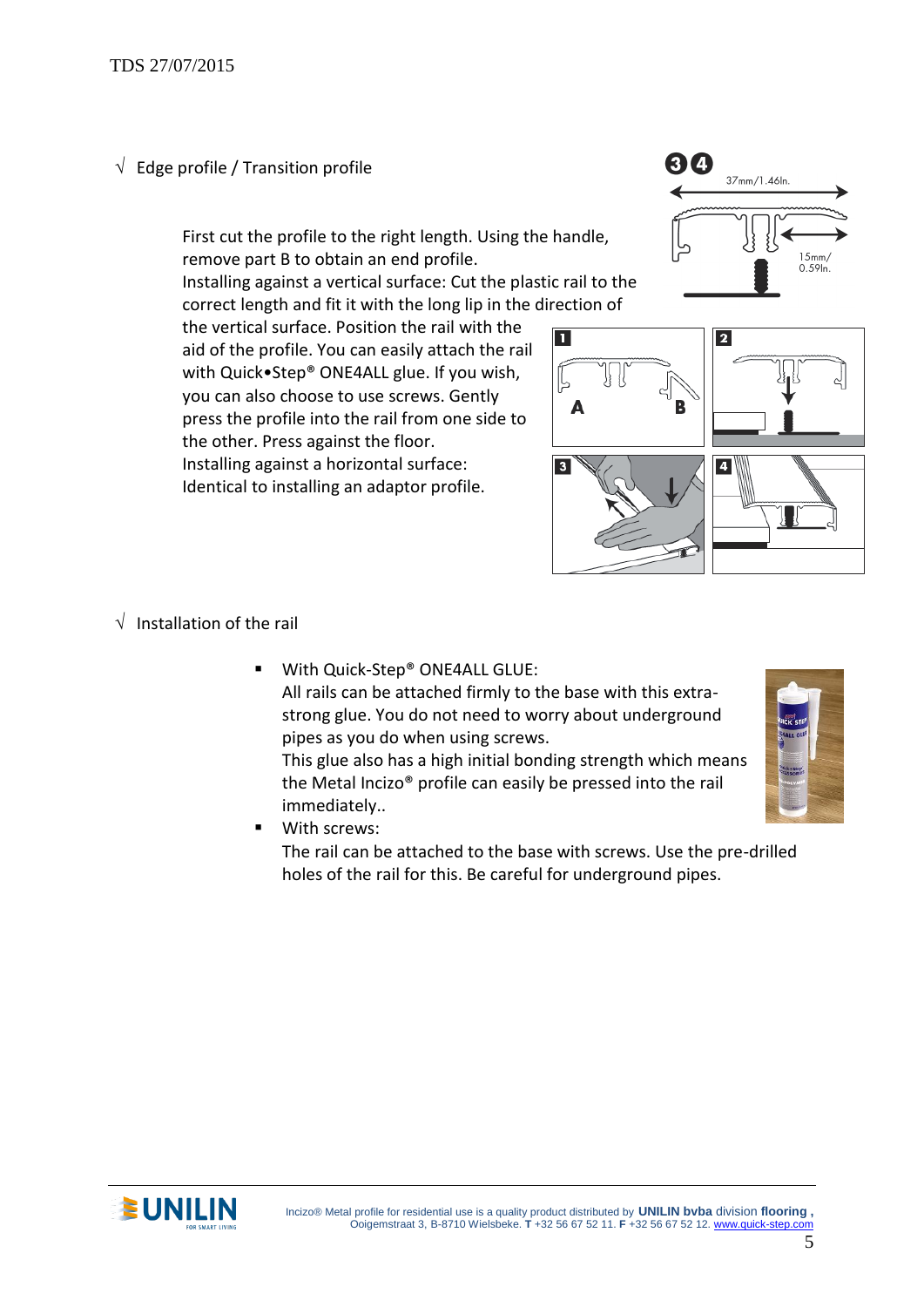√ Edge profile / Transition profile

First cut the profile to the right length. Using the handle, remove part B to obtain an end profile.
Installing against a vertical surface: Cut the plastic rail to the correct length and fit it with the long lip in the direction of the vertical surface. Position the rail with the aid of the profile. You can easily attach the rail with Quick•Step® ONE4ALL glue. If you wish, you can also choose to use screws. Gently press the profile into the rail from one side to the other. Press against the floor.
Installing against a horizontal surface:
Identical to installing an adaptor profile.

3 4

37mm/1.46In.

15mm/
0.59In.

1 A B

2

3

4

√ Installation of the rail

- With Quick-Step® ONE4ALL GLUE:
  All rails can be attached firmly to the base with this extra-strong glue. You do not need to worry about underground pipes as you do when using screws.
  This glue also has a high initial bonding strength which means the Metal Incizo® profile can easily be pressed into the rail immediately..
- With screws:
  The rail can be attached to the base with screws. Use the pre-drilled holes of the rail for this. Be careful for underground pipes.